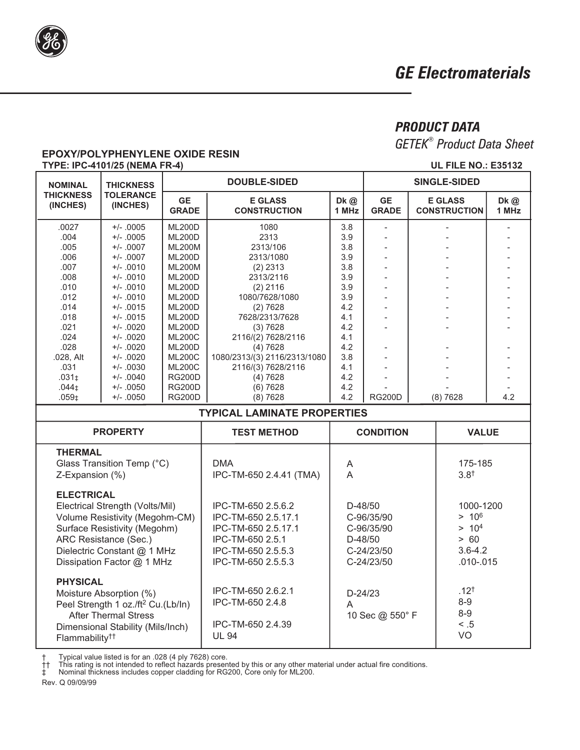# GE Electromaterials

## PRODUCT DATA

*GETEK® Product Data Sheet*

**EPOXY/POLYPHENYLENE OXIDE RESIN**
**TYPE: IPC-4101/25 (NEMA FR-4)**

**UL FILE NO.: E35132**

| NOMINAL THICKNESS (INCHES) | THICKNESS TOLERANCE (INCHES) | DOUBLE-SIDED | | | SINGLE-SIDED | | |
|---|---|---|---|---|---|---|---|
| | | GE GRADE | E GLASS CONSTRUCTION | Dk @ 1 MHz | GE GRADE | E GLASS CONSTRUCTION | Dk @ 1 MHz |
| .0027 | +/- .0005 | ML200D | 1080 | 3.8 | - | - | - |
| .004 | +/- .0005 | ML200D | 2313 | 3.9 | - | - | - |
| .005 | +/- .0007 | ML200M | 2313/106 | 3.8 | - | - | - |
| .006 | +/- .0007 | ML200D | 2313/1080 | 3.9 | - | - | - |
| .007 | +/- .0010 | ML200M | (2) 2313 | 3.8 | - | - | - |
| .008 | +/- .0010 | ML200D | 2313/2116 | 3.9 | - | - | - |
| .010 | +/- .0010 | ML200D | (2) 2116 | 3.9 | - | - | - |
| .012 | +/- .0010 | ML200D | 1080/7628/1080 | 3.9 | - | - | - |
| .014 | +/- .0015 | ML200D | (2) 7628 | 4.2 | - | - | - |
| .018 | +/- .0015 | ML200D | 7628/2313/7628 | 4.1 | - | - | - |
| .021 | +/- .0020 | ML200D | (3) 7628 | 4.2 | - | - | - |
| .024 | +/- .0020 | ML200C | 2116/(2) 7628/2116 | 4.1 | | | |
| .028 | +/- .0020 | ML200D | (4) 7628 | 4.2 | - | - | - |
| .028, Alt | +/- .0020 | ML200C | 1080/2313/(3) 2116/2313/1080 | 3.8 | - | - | - |
| .031 | +/- .0030 | ML200C | 2116/(3) 7628/2116 | 4.1 | - | - | - |
| .031‡ | +/- .0040 | RG200D | (4) 7628 | 4.2 | - | - | - |
| .044‡ | +/- .0050 | RG200D | (6) 7628 | 4.2 | - | - | - |
| .059‡ | +/- .0050 | RG200D | (8) 7628 | 4.2 | RG200D | (8) 7628 | 4.2 |

### TYPICAL LAMINATE PROPERTIES

| PROPERTY | TEST METHOD | CONDITION | VALUE |
|---|---|---|---|
| **THERMAL** | | | |
| Glass Transition Temp (°C) | DMA | A | 175-185 |
| Z-Expansion (%) | IPC-TM-650 2.4.41 (TMA) | A | 3.8† |
| **ELECTRICAL** | | | |
| Electrical Strength (Volts/Mil) | IPC-TM-650 2.5.6.2 | D-48/50 | 1000-1200 |
| Volume Resistivity (Megohm-CM) | IPC-TM-650 2.5.17.1 | C-96/35/90 | > $10^6$ |
| Surface Resistivity (Megohm) | IPC-TM-650 2.5.17.1 | C-96/35/90 | > $10^4$ |
| ARC Resistance (Sec.) | IPC-TM-650 2.5.1 | D-48/50 | > 60 |
| Dielectric Constant @ 1 MHz | IPC-TM-650 2.5.5.3 | C-24/23/50 | 3.6-4.2 |
| Dissipation Factor @ 1 MHz | IPC-TM-650 2.5.5.3 | C-24/23/50 | .010-.015 |
| **PHYSICAL** | | | |
| Moisture Absorption (%) | IPC-TM-650 2.6.2.1 | D-24/23 | .12† |
| Peel Strength 1 oz./ft$^2$ Cu.(Lb/In) | IPC-TM-650 2.4.8 | A | 8-9 |
| After Thermal Stress | | 10 Sec @ 550° F | 8-9 |
| Dimensional Stability (Mils/Inch) | IPC-TM-650 2.4.39 | | < .5 |
| Flammability†† | UL 94 | | VO |

† Typical value listed is for an .028 (4 ply 7628) core.
†† This rating is not intended to reflect hazards presented by this or any other material under actual fire conditions.
‡ Nominal thickness includes copper cladding for RG200, Core only for ML200.

Rev. Q 09/09/99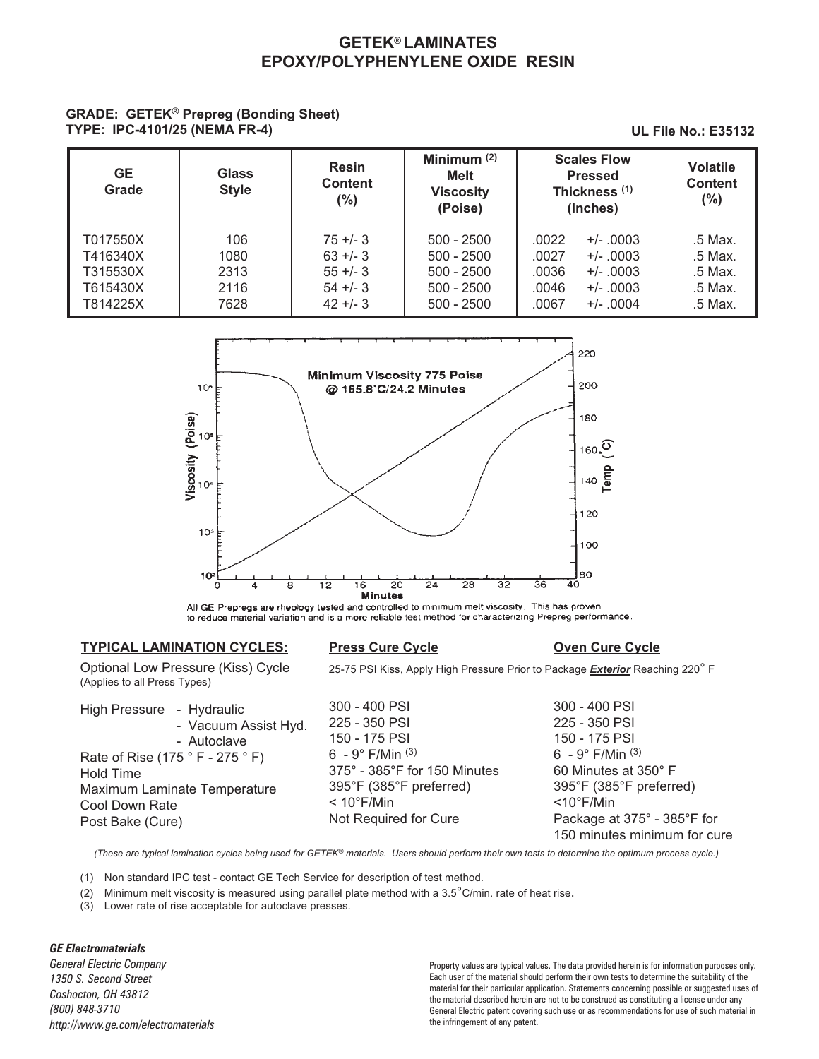# GETEK® LAMINATES
## EPOXY/POLYPHENYLENE OXIDE RESIN

**GRADE: GETEK® Prepreg (Bonding Sheet)**
**TYPE: IPC-4101/25 (NEMA FR-4)**

**UL File No.: E35132**

| GE Grade | Glass Style | Resin Content (%) | Minimum (2) Melt Viscosity (Poise) | Scales Flow Pressed Thickness (1) (Inches) | Volatile Content (%) |
|---|---|---|---|---|---|
| T017550X | 106 | 75 +/- 3 | 500 - 2500 | .0022 +/- .0003 | .5 Max. |
| T416340X | 1080 | 63 +/- 3 | 500 - 2500 | .0027 +/- .0003 | .5 Max. |
| T315530X | 2313 | 55 +/- 3 | 500 - 2500 | .0036 +/- .0003 | .5 Max. |
| T615430X | 2116 | 54 +/- 3 | 500 - 2500 | .0046 +/- .0003 | .5 Max. |
| T814225X | 7628 | 42 +/- 3 | 500 - 2500 | .0067 +/- .0004 | .5 Max. |

Minimum Viscosity 775 Poise
@ 165.8°C/24.2 Minutes

Viscosity (Poise)
$10^6$
$10^5$
$10^4$
$10^3$
$10^2$

Temp (°C)
220
200
180
160
140
120
100
80

0 4 8 12 16 20 24 28 32 36 40
Minutes

All GE Prepregs are rheology tested and controlled to minimum melt viscosity. This has proven to reduce material variation and is a more reliable test method for characterizing Prepreg performance.

| TYPICAL LAMINATION CYCLES: | Press Cure Cycle | Oven Cure Cycle |
|---|---|---|
| Optional Low Pressure (Kiss) Cycle (Applies to all Press Types) | 25-75 PSI Kiss, Apply High Pressure Prior to Package ***Exterior*** Reaching 220° F | |
| High Pressure - Hydraulic | 300 - 400 PSI | 300 - 400 PSI |
| - Vacuum Assist Hyd. | 225 - 350 PSI | 225 - 350 PSI |
| - Autoclave | 150 - 175 PSI | 150 - 175 PSI |
| Rate of Rise (175 ° F - 275 ° F) | 6 - 9° F/Min (3) | 6 - 9° F/Min (3) |
| Hold Time | 375° - 385°F for 150 Minutes | 60 Minutes at 350° F |
| Maximum Laminate Temperature | 395°F (385°F preferred) | 395°F (385°F preferred) |
| Cool Down Rate | < 10°F/Min | <10°F/Min |
| Post Bake (Cure) | Not Required for Cure | Package at 375° - 385°F for 150 minutes minimum for cure |

*(These are typical lamination cycles being used for GETEK® materials. Users should perform their own tests to determine the optimum process cycle.)*

(1) Non standard IPC test - contact GE Tech Service for description of test method.
(2) Minimum melt viscosity is measured using parallel plate method with a 3.5°C/min. rate of heat rise.
(3) Lower rate of rise acceptable for autoclave presses.

***GE Electromaterials***
*General Electric Company*
*1350 S. Second Street*
*Coshocton, OH 43812*
*(800) 848-3710*
*http://www.ge.com/electromaterials*

Property values are typical values. The data provided herein is for information purposes only. Each user of the material should perform their own tests to determine the suitability of the material for their particular application. Statements concerning possible or suggested uses of the material described herein are not to be construed as constituting a license under any General Electric patent covering such use or as recommendations for use of such material in the infringement of any patent.